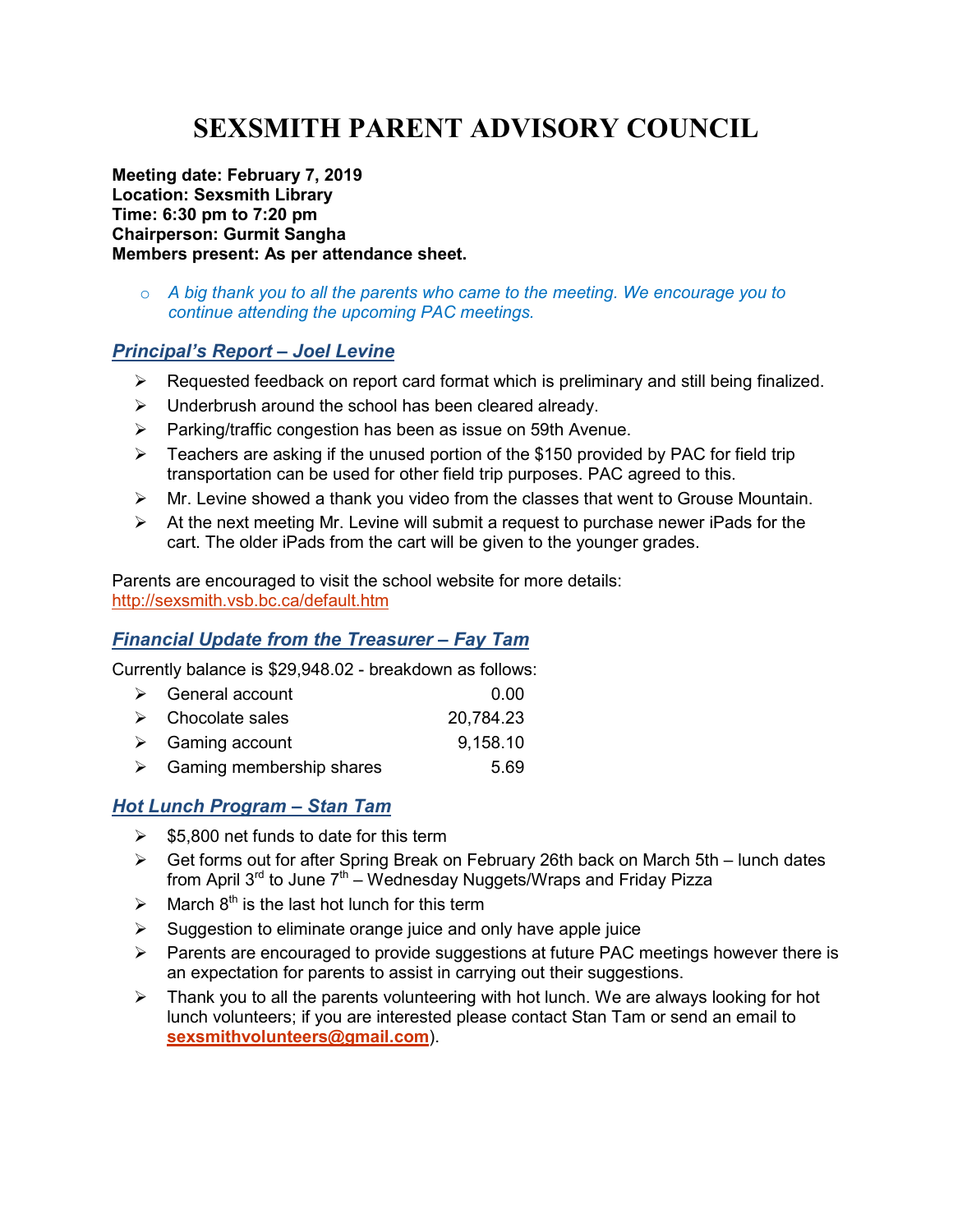# SEXSMITH PARENT ADVISORY COUNCIL

**Meeting date: February 7, 2019**
**Location: Sexsmith Library**
**Time: 6:30 pm to 7:20 pm**
**Chairperson: Gurmit Sangha**
**Members present: As per attendance sheet.**

- *A big thank you to all the parents who came to the meeting. We encourage you to continue attending the upcoming PAC meetings.*

## *Principal's Report – Joel Levine*

- Requested feedback on report card format which is preliminary and still being finalized.
- Underbrush around the school has been cleared already.
- Parking/traffic congestion has been as issue on 59th Avenue.
- Teachers are asking if the unused portion of the $150 provided by PAC for field trip transportation can be used for other field trip purposes. PAC agreed to this.
- Mr. Levine showed a thank you video from the classes that went to Grouse Mountain.
- At the next meeting Mr. Levine will submit a request to purchase newer iPads for the cart. The older iPads from the cart will be given to the younger grades.

Parents are encouraged to visit the school website for more details: http://sexsmith.vsb.bc.ca/default.htm

## *Financial Update from the Treasurer – Fay Tam*

Currently balance is $29,948.02 - breakdown as follows:

| | |
|---|---:|
| General account | 0.00 |
| Chocolate sales | 20,784.23 |
| Gaming account | 9,158.10 |
| Gaming membership shares | 5.69 |

## *Hot Lunch Program – Stan Tam*

- $5,800 net funds to date for this term
- Get forms out for after Spring Break on February 26th back on March 5th – lunch dates from April 3rd to June 7th – Wednesday Nuggets/Wraps and Friday Pizza
- March 8th is the last hot lunch for this term
- Suggestion to eliminate orange juice and only have apple juice
- Parents are encouraged to provide suggestions at future PAC meetings however there is an expectation for parents to assist in carrying out their suggestions.
- Thank you to all the parents volunteering with hot lunch. We are always looking for hot lunch volunteers; if you are interested please contact Stan Tam or send an email to **sexsmithvolunteers@gmail.com**).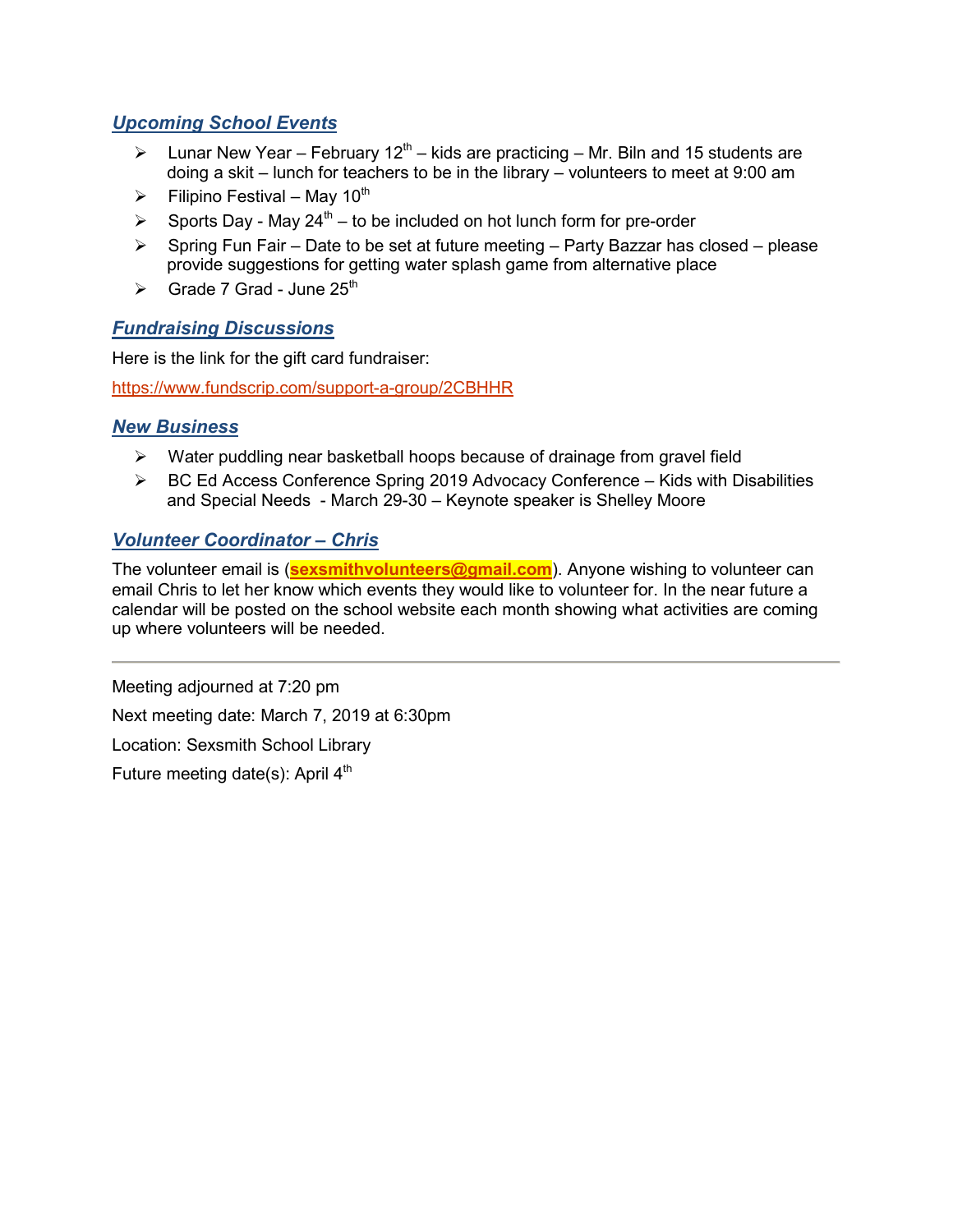## Upcoming School Events

- Lunar New Year – February 12th – kids are practicing – Mr. Biln and 15 students are doing a skit – lunch for teachers to be in the library – volunteers to meet at 9:00 am
- Filipino Festival – May 10th
- Sports Day - May 24th – to be included on hot lunch form for pre-order
- Spring Fun Fair – Date to be set at future meeting – Party Bazzar has closed – please provide suggestions for getting water splash game from alternative place
- Grade 7 Grad - June 25th

## Fundraising Discussions

Here is the link for the gift card fundraiser:

https://www.fundscrip.com/support-a-group/2CBHHR

## New Business

- Water puddling near basketball hoops because of drainage from gravel field
- BC Ed Access Conference Spring 2019 Advocacy Conference – Kids with Disabilities and Special Needs - March 29-30 – Keynote speaker is Shelley Moore

## Volunteer Coordinator – Chris

The volunteer email is (**sexsmithvolunteers@gmail.com**). Anyone wishing to volunteer can email Chris to let her know which events they would like to volunteer for. In the near future a calendar will be posted on the school website each month showing what activities are coming up where volunteers will be needed.

---

Meeting adjourned at 7:20 pm

Next meeting date: March 7, 2019 at 6:30pm

Location: Sexsmith School Library

Future meeting date(s): April 4th